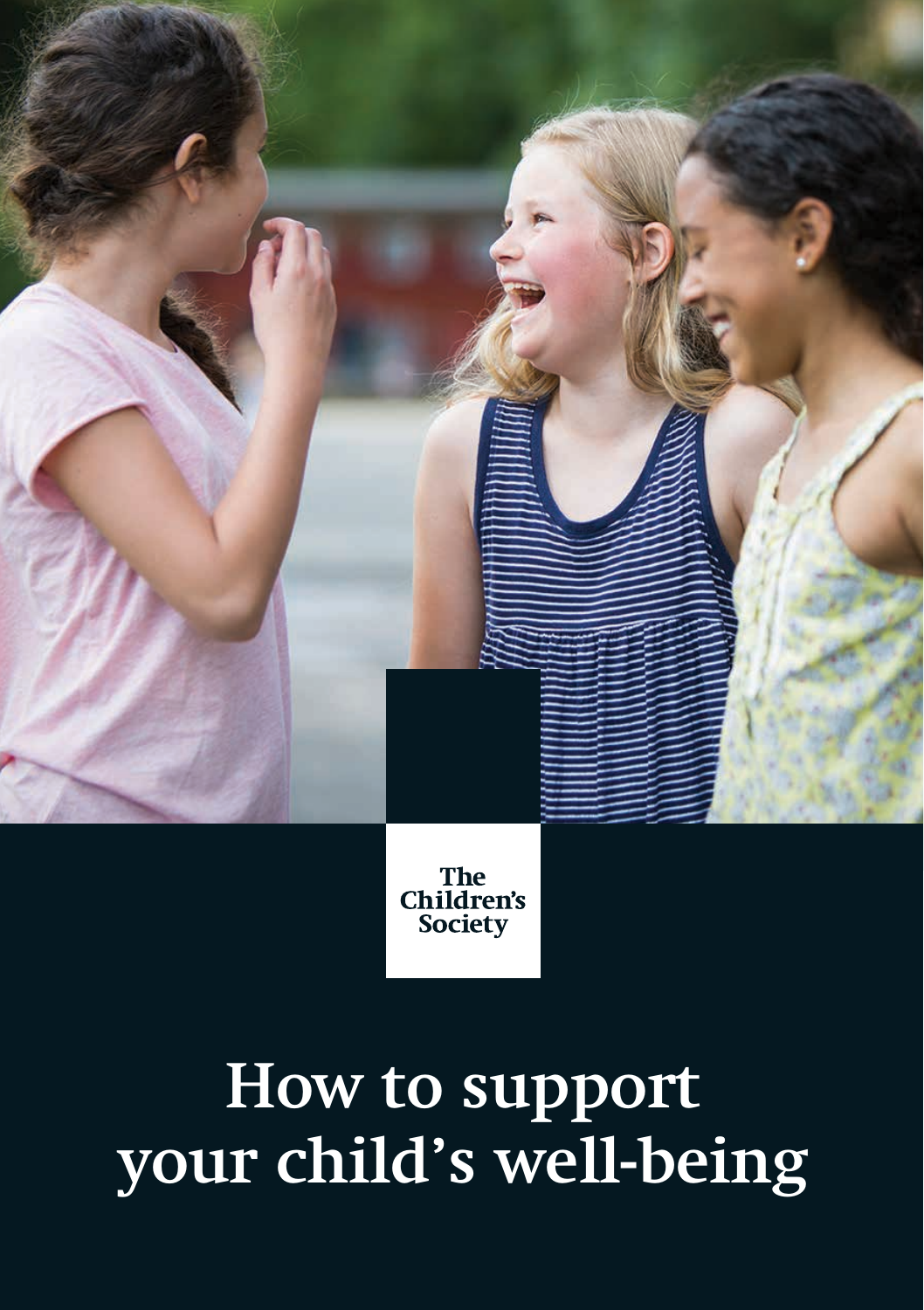The Children's Society

# How to support your child's well-being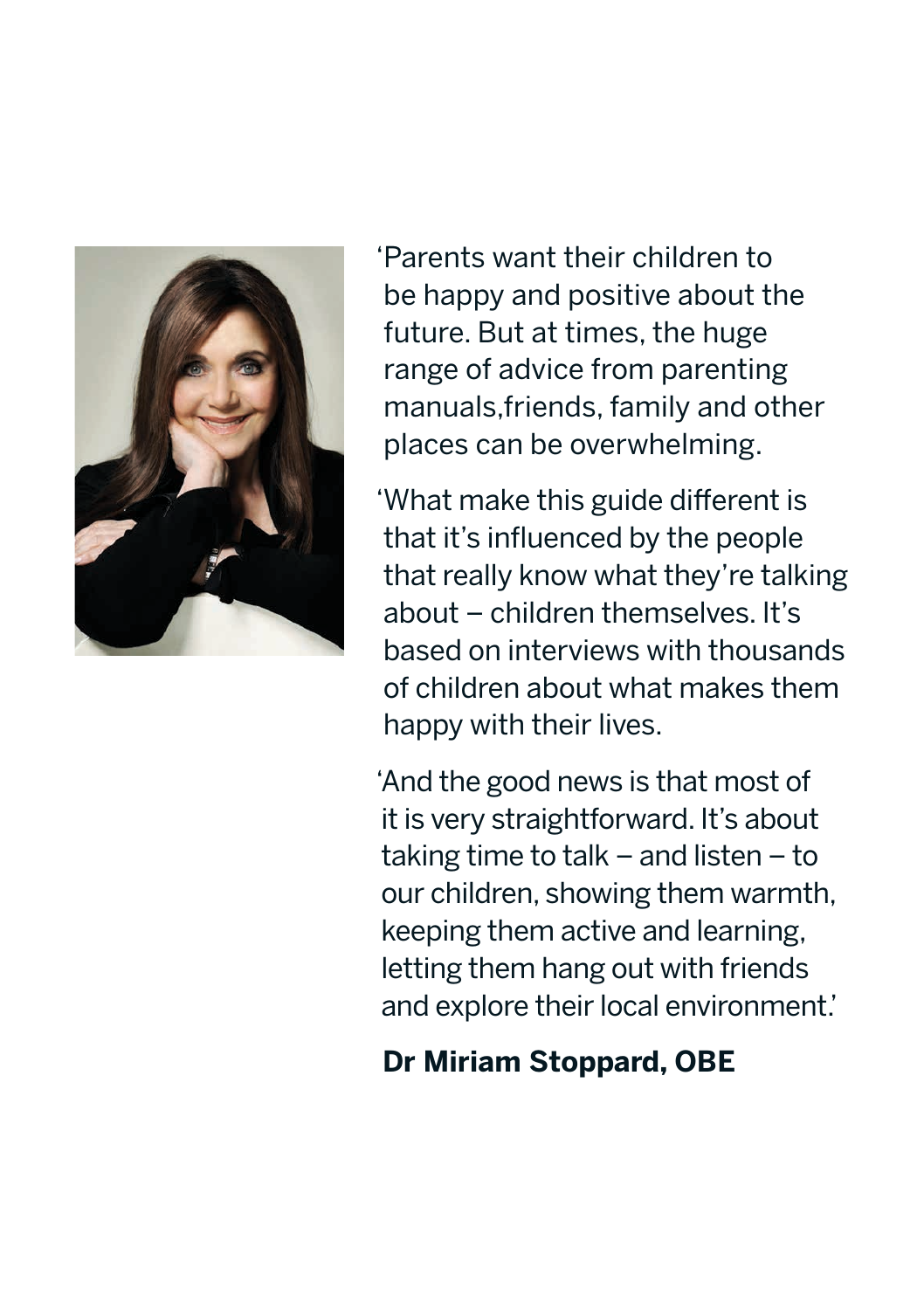'Parents want their children to be happy and positive about the future. But at times, the huge range of advice from parenting manuals,friends, family and other places can be overwhelming.

'What make this guide different is that it's influenced by the people that really know what they're talking about – children themselves. It's based on interviews with thousands of children about what makes them happy with their lives.

'And the good news is that most of it is very straightforward. It's about taking time to talk – and listen – to our children, showing them warmth, keeping them active and learning, letting them hang out with friends and explore their local environment.'

**Dr Miriam Stoppard, OBE**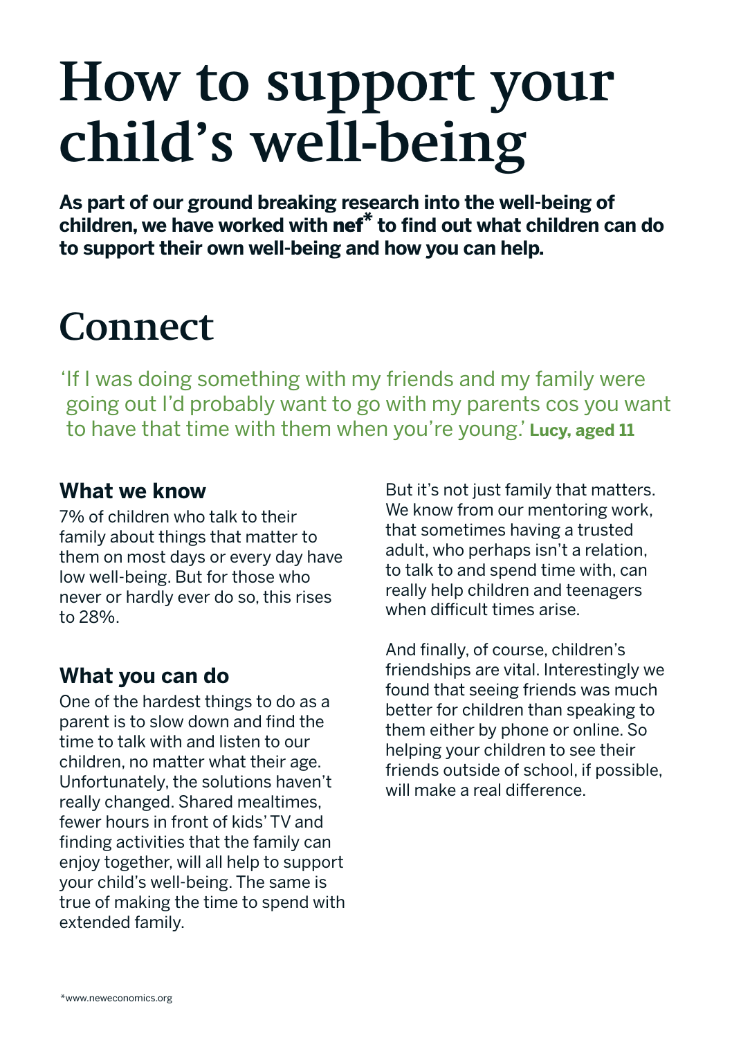# How to support your child's well-being

**As part of our ground breaking research into the well-being of children, we have worked with nef* to find out what children can do to support their own well-being and how you can help.**

## Connect

'If I was doing something with my friends and my family were going out I'd probably want to go with my parents cos you want to have that time with them when you're young.' **Lucy, aged 11**

### What we know

7% of children who talk to their family about things that matter to them on most days or every day have low well-being. But for those who never or hardly ever do so, this rises to 28%.

### What you can do

One of the hardest things to do as a parent is to slow down and find the time to talk with and listen to our children, no matter what their age. Unfortunately, the solutions haven't really changed. Shared mealtimes, fewer hours in front of kids' TV and finding activities that the family can enjoy together, will all help to support your child's well-being. The same is true of making the time to spend with extended family.

But it's not just family that matters. We know from our mentoring work, that sometimes having a trusted adult, who perhaps isn't a relation, to talk to and spend time with, can really help children and teenagers when difficult times arise.

And finally, of course, children's friendships are vital. Interestingly we found that seeing friends was much better for children than speaking to them either by phone or online. So helping your children to see their friends outside of school, if possible, will make a real difference.

*www.neweconomics.org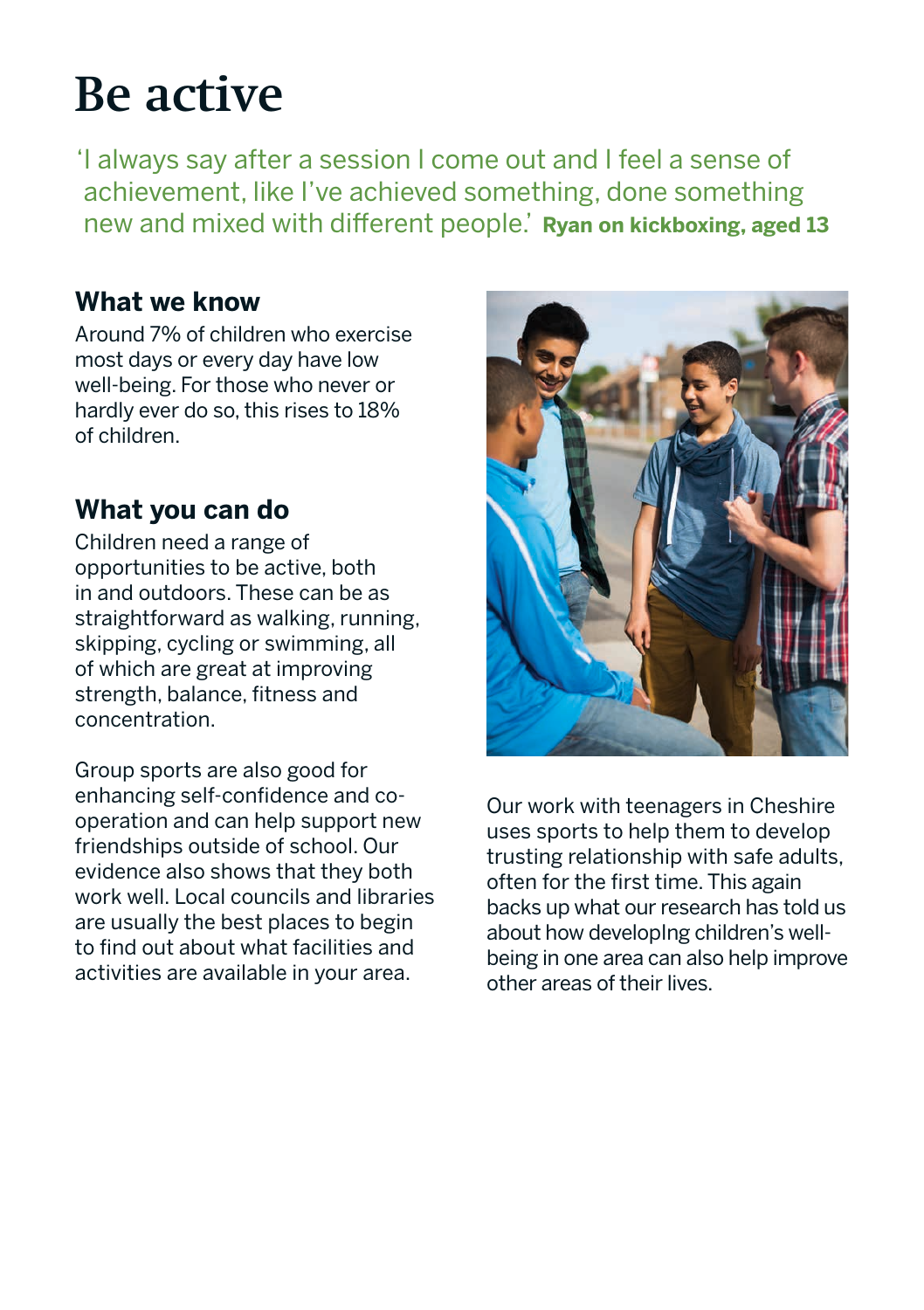# Be active

'I always say after a session I come out and I feel a sense of achievement, like I've achieved something, done something new and mixed with different people.' **Ryan on kickboxing, aged 13**

## What we know

Around 7% of children who exercise most days or every day have low well-being. For those who never or hardly ever do so, this rises to 18% of children.

## What you can do

Children need a range of opportunities to be active, both in and outdoors. These can be as straightforward as walking, running, skipping, cycling or swimming, all of which are great at improving strength, balance, fitness and concentration.

Group sports are also good for enhancing self-confidence and co-operation and can help support new friendships outside of school. Our evidence also shows that they both work well. Local councils and libraries are usually the best places to begin to find out about what facilities and activities are available in your area.

Our work with teenagers in Cheshire uses sports to help them to develop trusting relationship with safe adults, often for the first time. This again backs up what our research has told us about how developIng children's well-being in one area can also help improve other areas of their lives.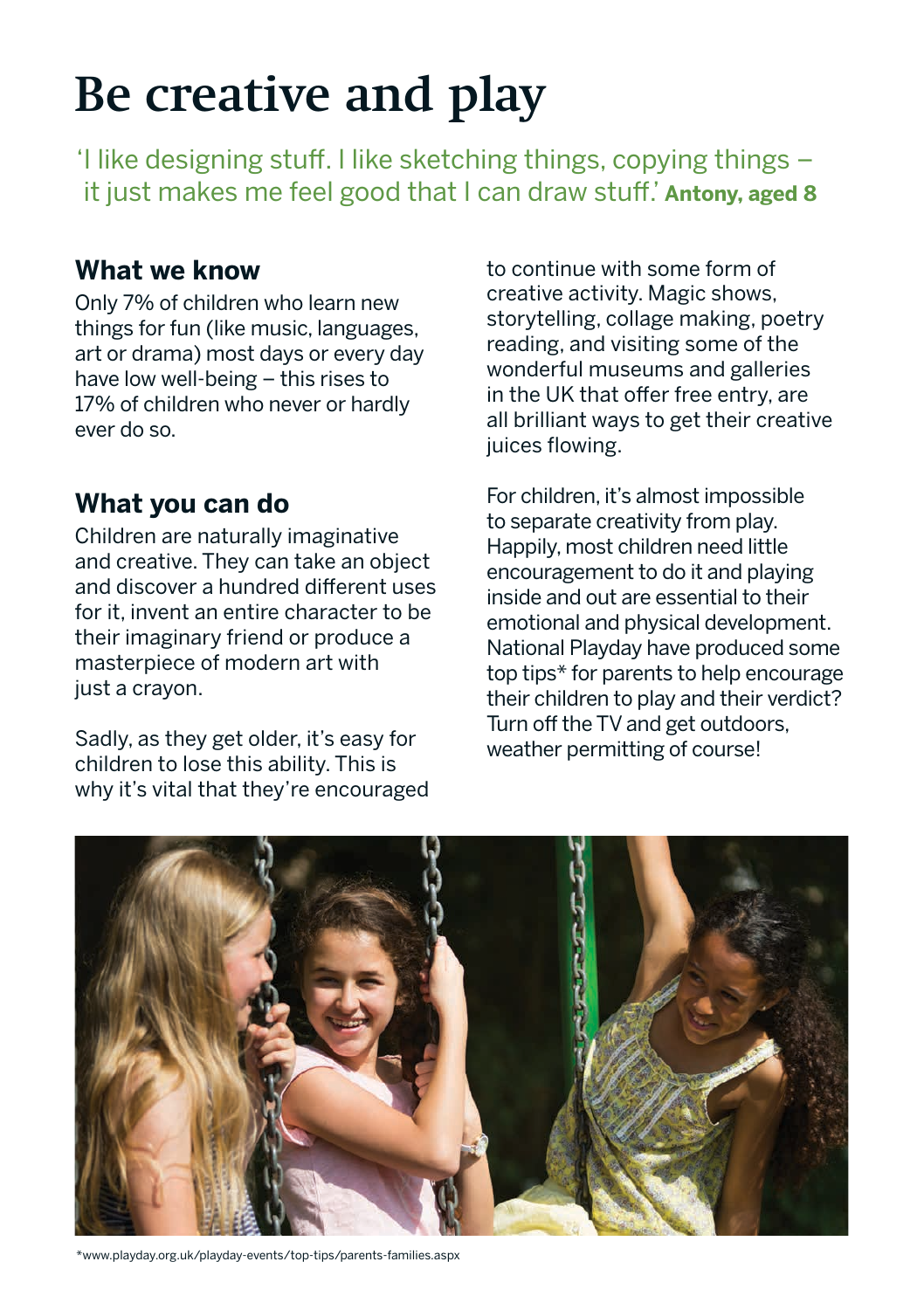# Be creative and play

'I like designing stuff. I like sketching things, copying things – it just makes me feel good that I can draw stuff.' **Antony, aged 8**

## What we know

Only 7% of children who learn new things for fun (like music, languages, art or drama) most days or every day have low well-being – this rises to 17% of children who never or hardly ever do so.

## What you can do

Children are naturally imaginative and creative. They can take an object and discover a hundred different uses for it, invent an entire character to be their imaginary friend or produce a masterpiece of modern art with just a crayon.

Sadly, as they get older, it's easy for children to lose this ability. This is why it's vital that they're encouraged to continue with some form of creative activity. Magic shows, storytelling, collage making, poetry reading, and visiting some of the wonderful museums and galleries in the UK that offer free entry, are all brilliant ways to get their creative juices flowing.

For children, it's almost impossible to separate creativity from play. Happily, most children need little encouragement to do it and playing inside and out are essential to their emotional and physical development. National Playday have produced some top tips* for parents to help encourage their children to play and their verdict? Turn off the TV and get outdoors, weather permitting of course!

*www.playday.org.uk/playday-events/top-tips/parents-families.aspx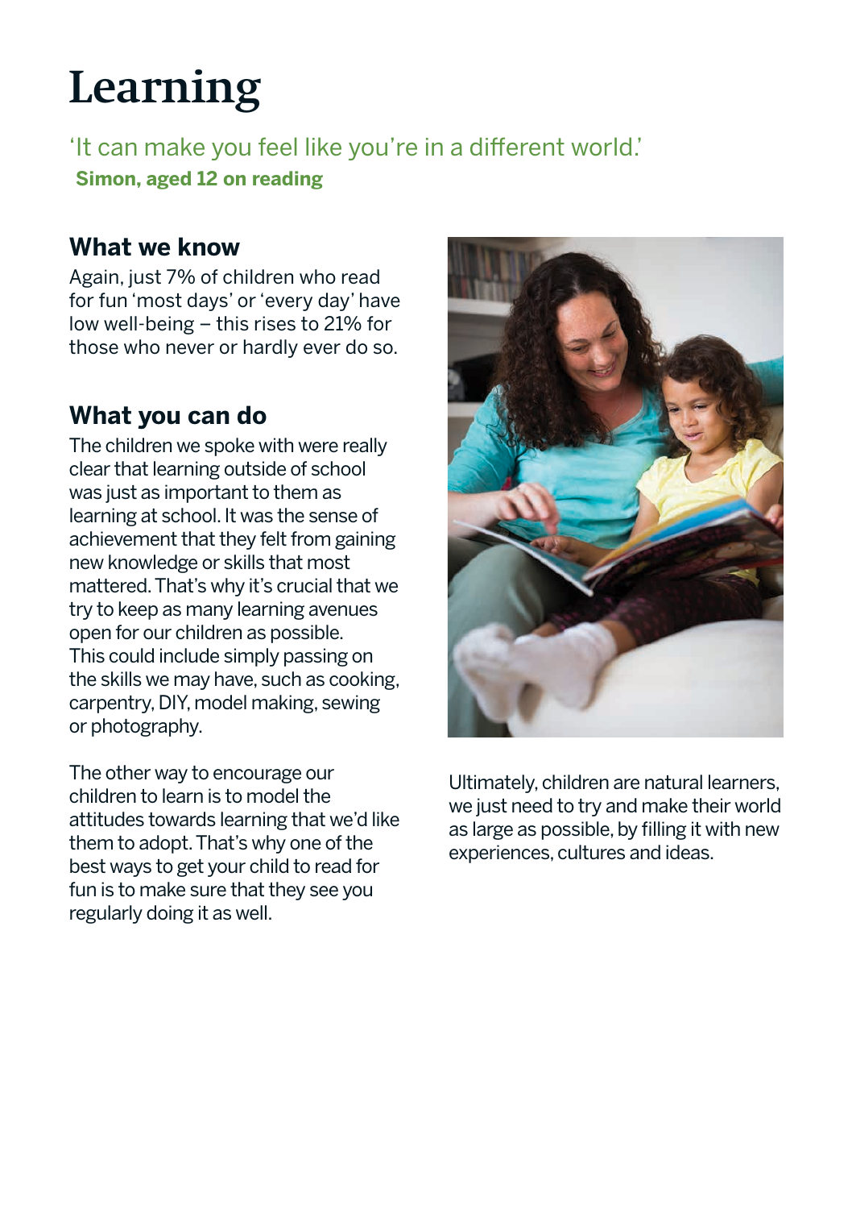# Learning

'It can make you feel like you're in a different world.'
**Simon, aged 12 on reading**

## What we know

Again, just 7% of children who read for fun 'most days' or 'every day' have low well-being – this rises to 21% for those who never or hardly ever do so.

## What you can do

The children we spoke with were really clear that learning outside of school was just as important to them as learning at school. It was the sense of achievement that they felt from gaining new knowledge or skills that most mattered. That's why it's crucial that we try to keep as many learning avenues open for our children as possible. This could include simply passing on the skills we may have, such as cooking, carpentry, DIY, model making, sewing or photography.

The other way to encourage our children to learn is to model the attitudes towards learning that we'd like them to adopt. That's why one of the best ways to get your child to read for fun is to make sure that they see you regularly doing it as well.

Ultimately, children are natural learners, we just need to try and make their world as large as possible, by filling it with new experiences, cultures and ideas.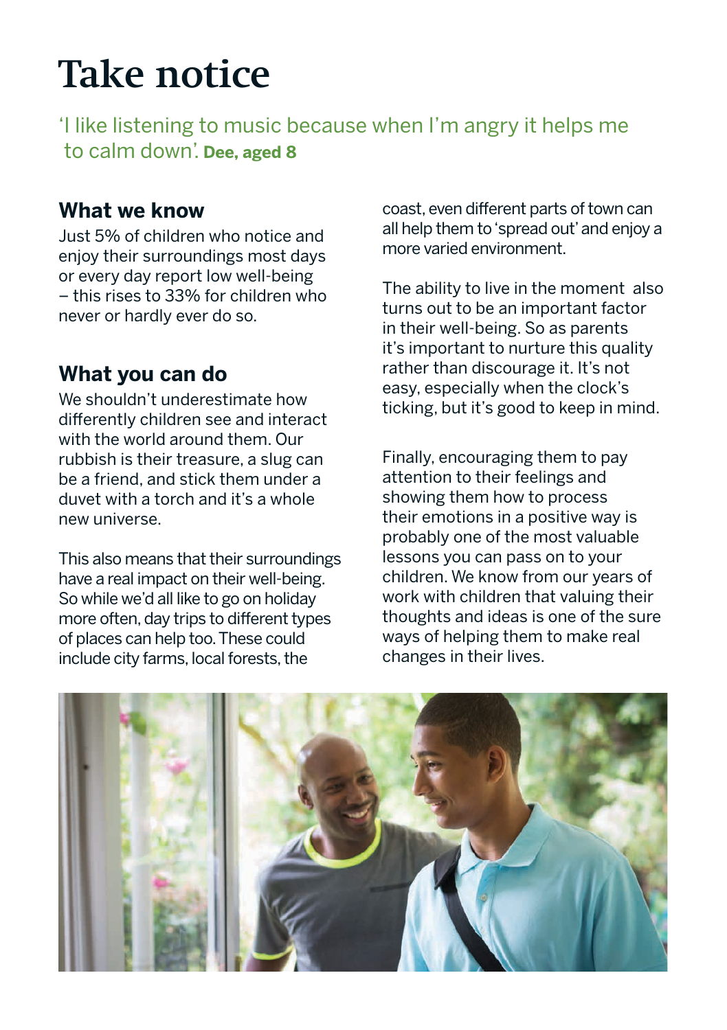# Take notice

'I like listening to music because when I'm angry it helps me to calm down'. **Dee, aged 8**

## What we know

Just 5% of children who notice and enjoy their surroundings most days or every day report low well-being – this rises to 33% for children who never or hardly ever do so.

## What you can do

We shouldn't underestimate how differently children see and interact with the world around them. Our rubbish is their treasure, a slug can be a friend, and stick them under a duvet with a torch and it's a whole new universe.

This also means that their surroundings have a real impact on their well-being. So while we'd all like to go on holiday more often, day trips to different types of places can help too. These could include city farms, local forests, the coast, even different parts of town can all help them to 'spread out' and enjoy a more varied environment.

The ability to live in the moment also turns out to be an important factor in their well-being. So as parents it's important to nurture this quality rather than discourage it. It's not easy, especially when the clock's ticking, but it's good to keep in mind.

Finally, encouraging them to pay attention to their feelings and showing them how to process their emotions in a positive way is probably one of the most valuable lessons you can pass on to your children. We know from our years of work with children that valuing their thoughts and ideas is one of the sure ways of helping them to make real changes in their lives.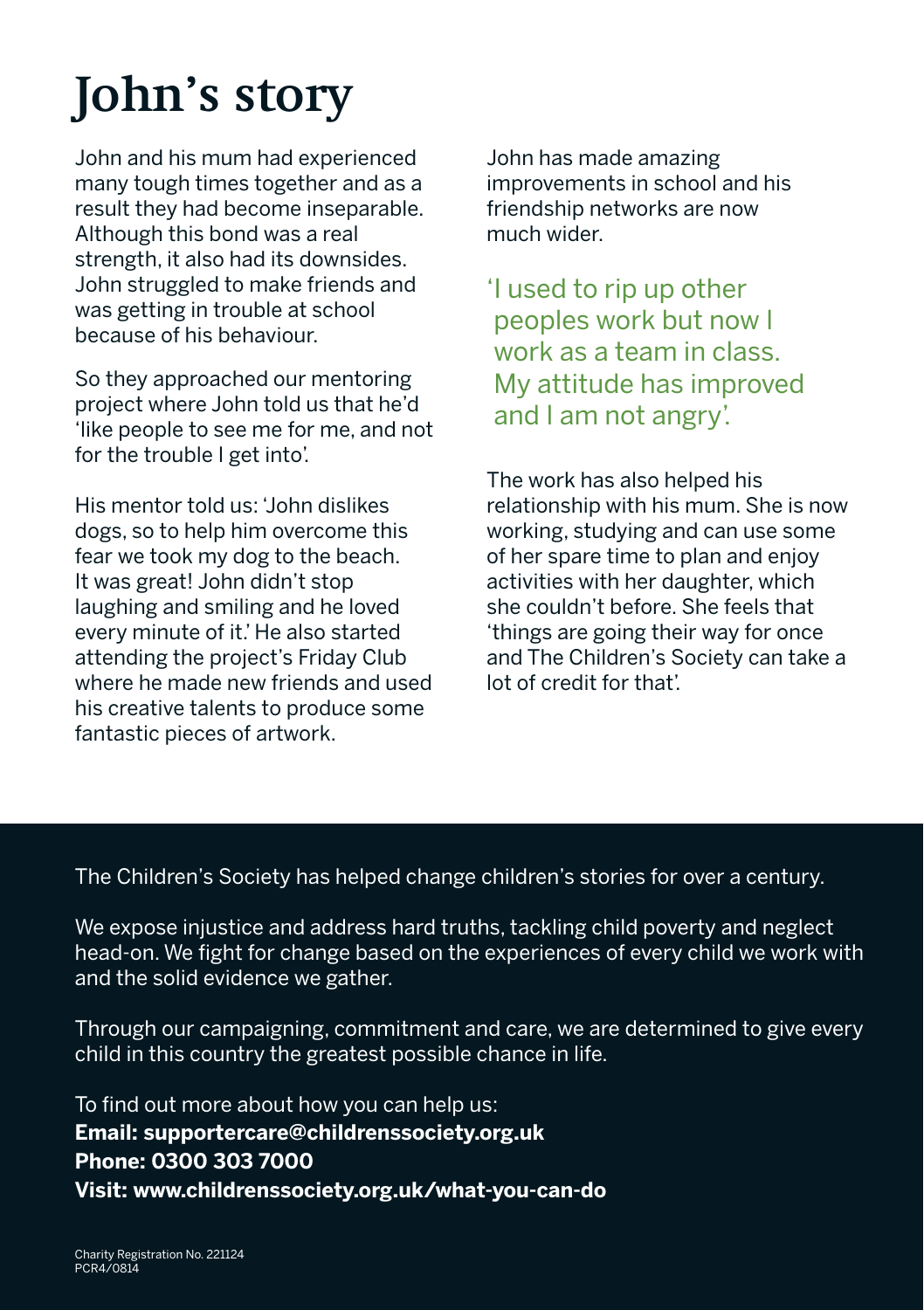# John's story

John and his mum had experienced many tough times together and as a result they had become inseparable. Although this bond was a real strength, it also had its downsides. John struggled to make friends and was getting in trouble at school because of his behaviour.

So they approached our mentoring project where John told us that he'd 'like people to see me for me, and not for the trouble I get into'.

His mentor told us: 'John dislikes dogs, so to help him overcome this fear we took my dog to the beach. It was great! John didn't stop laughing and smiling and he loved every minute of it.' He also started attending the project's Friday Club where he made new friends and used his creative talents to produce some fantastic pieces of artwork.

John has made amazing improvements in school and his friendship networks are now much wider.

> 'I used to rip up other peoples work but now I work as a team in class. My attitude has improved and I am not angry'.

The work has also helped his relationship with his mum. She is now working, studying and can use some of her spare time to plan and enjoy activities with her daughter, which she couldn't before. She feels that 'things are going their way for once and The Children's Society can take a lot of credit for that'.

The Children's Society has helped change children's stories for over a century.

We expose injustice and address hard truths, tackling child poverty and neglect head-on. We fight for change based on the experiences of every child we work with and the solid evidence we gather.

Through our campaigning, commitment and care, we are determined to give every child in this country the greatest possible chance in life.

To find out more about how you can help us:
**Email: supportercare@childrenssociety.org.uk**
**Phone: 0300 303 7000**
**Visit: www.childrenssociety.org.uk/what-you-can-do**

Charity Registration No. 221124
PCR4/0814